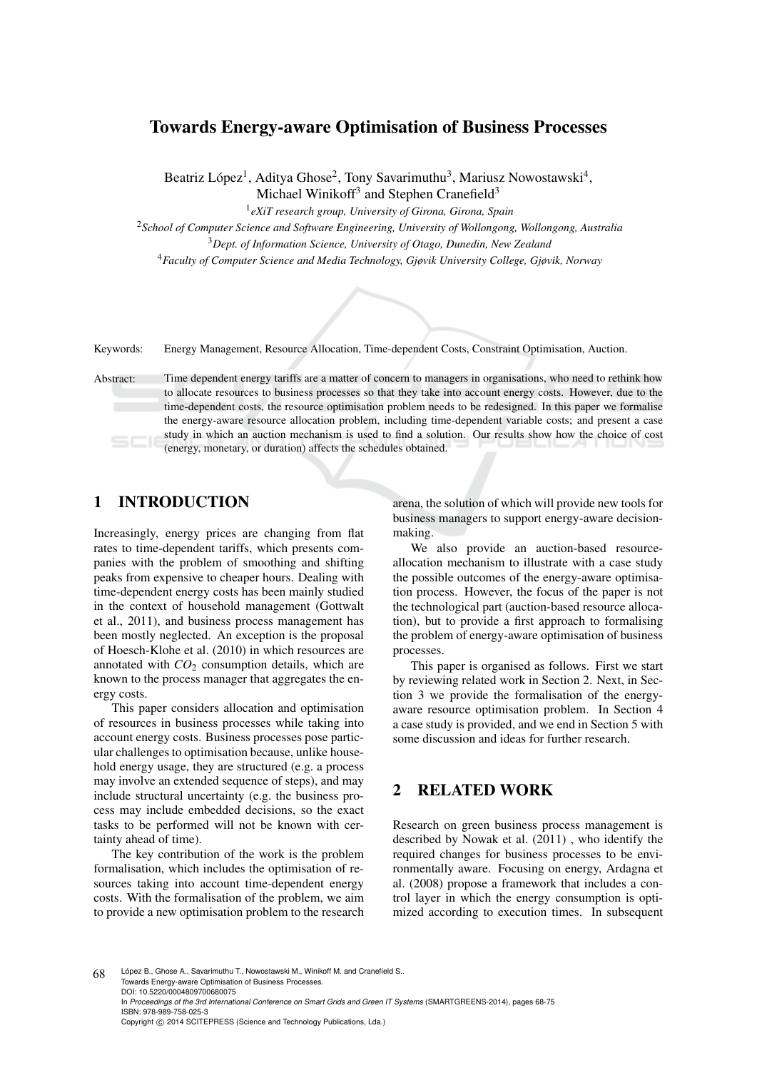# Towards Energy-aware Optimisation of Business Processes

Beatriz López[1], Aditya Ghose[2], Tony Savarimuthu[3], Mariusz Nowostawski[4], Michael Winikoff[3] and Stephen Cranefield[3]

[1] *eXiT research group, University of Girona, Girona, Spain*

[2] *School of Computer Science and Software Engineering, University of Wollongong, Wollongong, Australia*

[3] *Dept. of Information Science, University of Otago, Dunedin, New Zealand*

[4] *Faculty of Computer Science and Media Technology, Gjøvik University College, Gjøvik, Norway*

Keywords: Energy Management, Resource Allocation, Time-dependent Costs, Constraint Optimisation, Auction.

Abstract: Time dependent energy tariffs are a matter of concern to managers in organisations, who need to rethink how to allocate resources to business processes so that they take into account energy costs. However, due to the time-dependent costs, the resource optimisation problem needs to be redesigned. In this paper we formalise the energy-aware resource allocation problem, including time-dependent variable costs; and present a case study in which an auction mechanism is used to find a solution. Our results show how the choice of cost (energy, monetary, or duration) affects the schedules obtained.

## 1 INTRODUCTION

Increasingly, energy prices are changing from flat rates to time-dependent tariffs, which presents companies with the problem of smoothing and shifting peaks from expensive to cheaper hours. Dealing with time-dependent energy costs has been mainly studied in the context of household management (Gottwalt et al., 2011), and business process management has been mostly neglected. An exception is the proposal of Hoesch-Klohe et al. (2010) in which resources are annotated with $CO_2$ consumption details, which are known to the process manager that aggregates the energy costs.

This paper considers allocation and optimisation of resources in business processes while taking into account energy costs. Business processes pose particular challenges to optimisation because, unlike household energy usage, they are structured (e.g. a process may involve an extended sequence of steps), and may include structural uncertainty (e.g. the business process may include embedded decisions, so the exact tasks to be performed will not be known with certainty ahead of time).

The key contribution of the work is the problem formalisation, which includes the optimisation of resources taking into account time-dependent energy costs. With the formalisation of the problem, we aim to provide a new optimisation problem to the research arena, the solution of which will provide new tools for business managers to support energy-aware decision-making.

We also provide an auction-based resource-allocation mechanism to illustrate with a case study the possible outcomes of the energy-aware optimisation process. However, the focus of the paper is not the technological part (auction-based resource allocation), but to provide a first approach to formalising the problem of energy-aware optimisation of business processes.

This paper is organised as follows. First we start by reviewing related work in Section 2. Next, in Section 3 we provide the formalisation of the energy-aware resource optimisation problem. In Section 4 a case study is provided, and we end in Section 5 with some discussion and ideas for further research.

## 2 RELATED WORK

Research on green business process management is described by Nowak et al. (2011) , who identify the required changes for business processes to be environmentally aware. Focusing on energy, Ardagna et al. (2008) propose a framework that includes a control layer in which the energy consumption is optimized according to execution times. In subsequent

López B., Ghose A., Savarimuthu T., Nowostawski M., Winikoff M. and Cranefield S..
Towards Energy-aware Optimisation of Business Processes.
DOI: 10.5220/0004809700680075
In *Proceedings of the 3rd International Conference on Smart Grids and Green IT Systems* (SMARTGREENS-2014), pages 68-75
ISBN: 978-989-758-025-3
Copyright © 2014 SCITEPRESS (Science and Technology Publications, Lda.)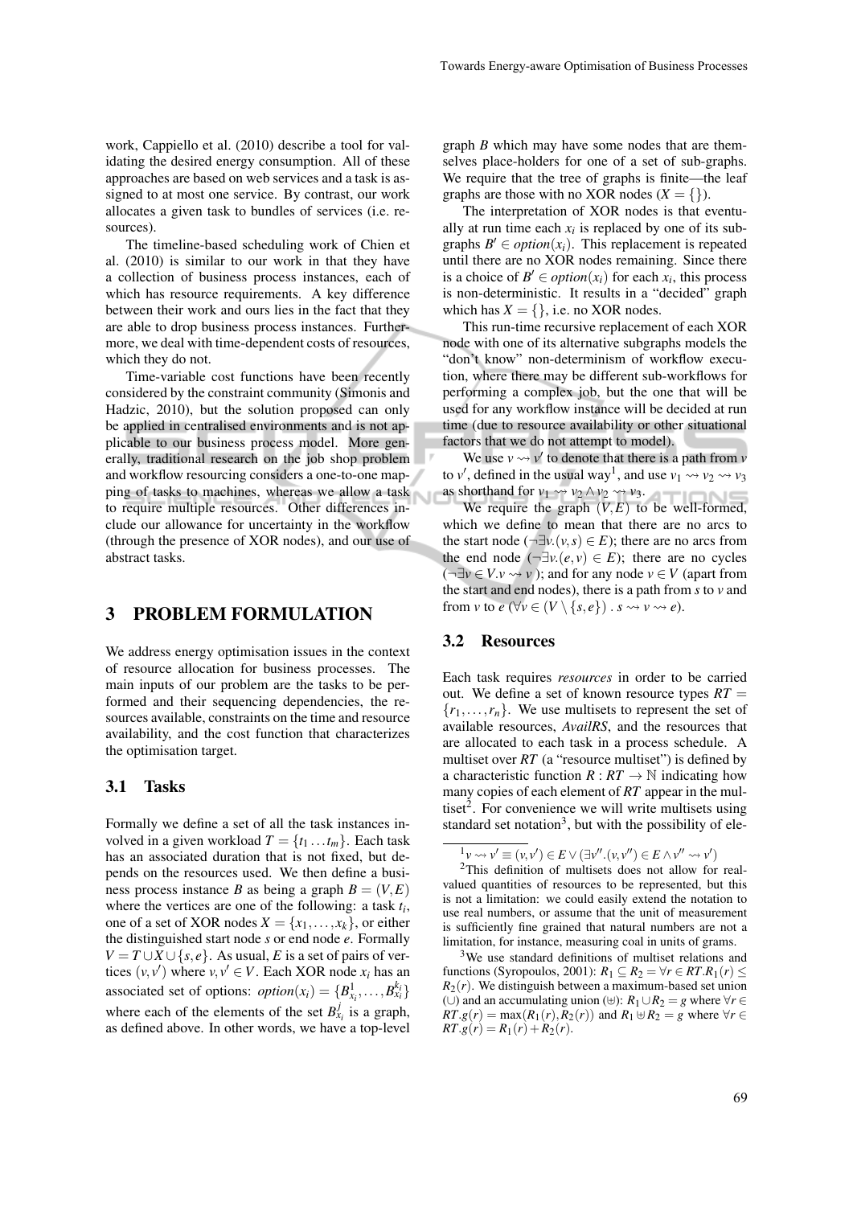work, Cappiello et al. (2010) describe a tool for validating the desired energy consumption. All of these approaches are based on web services and a task is assigned to at most one service. By contrast, our work allocates a given task to bundles of services (i.e. resources).

The timeline-based scheduling work of Chien et al. (2010) is similar to our work in that they have a collection of business process instances, each of which has resource requirements. A key difference between their work and ours lies in the fact that they are able to drop business process instances. Furthermore, we deal with time-dependent costs of resources, which they do not.

Time-variable cost functions have been recently considered by the constraint community (Simonis and Hadzic, 2010), but the solution proposed can only be applied in centralised environments and is not applicable to our business process model. More generally, traditional research on the job shop problem and workflow resourcing considers a one-to-one mapping of tasks to machines, whereas we allow a task to require multiple resources. Other differences include our allowance for uncertainty in the workflow (through the presence of XOR nodes), and our use of abstract tasks.

## 3 PROBLEM FORMULATION

We address energy optimisation issues in the context of resource allocation for business processes. The main inputs of our problem are the tasks to be performed and their sequencing dependencies, the resources available, constraints on the time and resource availability, and the cost function that characterizes the optimisation target.

### 3.1 Tasks

Formally we define a set of all the task instances involved in a given workload $T = \{t_1 \dots t_m\}$. Each task has an associated duration that is not fixed, but depends on the resources used. We then define a business process instance $B$ as being a graph $B = (V, E)$ where the vertices are one of the following: a task $t_i$, one of a set of XOR nodes $X = \{x_1, \dots, x_k\}$, or either the distinguished start node $s$ or end node $e$. Formally $V = T \cup X \cup \{s, e\}$. As usual, $E$ is a set of pairs of vertices $(v, v')$ where $v, v' \in V$. Each XOR node $x_i$ has an associated set of options: $option(x_i) = \{B^1_{x_i}, \dots, B^{k_i}_{x_i}\}$ where each of the elements of the set $B^j_{x_i}$ is a graph, as defined above. In other words, we have a top-level graph $B$ which may have some nodes that are themselves place-holders for one of a set of sub-graphs. We require that the tree of graphs is finite—the leaf graphs are those with no XOR nodes ($X = \{\}$).

The interpretation of XOR nodes is that eventually at run time each $x_i$ is replaced by one of its subgraphs $B' \in option(x_i)$. This replacement is repeated until there are no XOR nodes remaining. Since there is a choice of $B' \in option(x_i)$ for each $x_i$, this process is non-deterministic. It results in a "decided" graph which has $X = \{\}$, i.e. no XOR nodes.

This run-time recursive replacement of each XOR node with one of its alternative subgraphs models the "don't know" non-determinism of workflow execution, where there may be different sub-workflows for performing a complex job, but the one that will be used for any workflow instance will be decided at run time (due to resource availability or other situational factors that we do not attempt to model).

We use $v \rightsquigarrow v'$ to denote that there is a path from $v$ to $v'$, defined in the usual way[1], and use $v_1 \rightsquigarrow v_2 \rightsquigarrow v_3$ as shorthand for $v_1 \rightsquigarrow v_2 \wedge v_2 \rightsquigarrow v_3$.

We require the graph $(V, E)$ to be well-formed, which we define to mean that there are no arcs to the start node ($\neg \exists v.(v, s) \in E$); there are no arcs from the end node ($\neg \exists v.(e, v) \in E$); there are no cycles ($\neg \exists v \in V. v \rightsquigarrow v$); and for any node $v \in V$ (apart from the start and end nodes), there is a path from $s$ to $v$ and from $v$ to $e$ ($\forall v \in (V \setminus \{s, e\}) \,.\, s \rightsquigarrow v \rightsquigarrow e$).

### 3.2 Resources

Each task requires *resources* in order to be carried out. We define a set of known resource types $RT = \{r_1, \dots, r_n\}$. We use multisets to represent the set of available resources, *AvailRS*, and the resources that are allocated to each task in a process schedule. A multiset over $RT$ (a "resource multiset") is defined by a characteristic function $R : RT \rightarrow \mathbb{N}$ indicating how many copies of each element of $RT$ appear in the multiset[2]. For convenience we will write multisets using standard set notation[3], but with the possibility of ele-

[1] $v \rightsquigarrow v' \equiv (v, v') \in E \vee (\exists v''.(v, v'') \in E \wedge v'' \rightsquigarrow v')$

[2] This definition of multisets does not allow for real-valued quantities of resources to be represented, but this is not a limitation: we could easily extend the notation to use real numbers, or assume that the unit of measurement is sufficiently fine grained that natural numbers are not a limitation, for instance, measuring coal in units of grams.

[3] We use standard definitions of multiset relations and functions (Syropoulos, 2001): $R_1 \subseteq R_2 = \forall r \in RT. R_1(r) \leq R_2(r)$. We distinguish between a maximum-based set union ($\cup$) and an accumulating union ($\uplus$): $R_1 \cup R_2 = g$ where $\forall r \in RT. g(r) = \max(R_1(r), R_2(r))$ and $R_1 \uplus R_2 = g$ where $\forall r \in RT. g(r) = R_1(r) + R_2(r)$.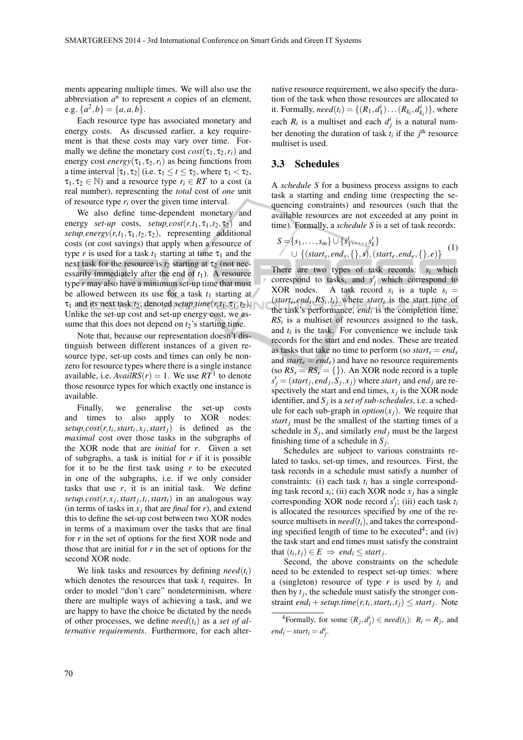ments appearing multiple times. We will also use the abbreviation $a^n$ to represent $n$ copies of an element, e.g. $\{a^2, b\} = \{a, a, b\}$.

Each resource type has associated monetary and energy costs. As discussed earlier, a key requirement is that these costs may vary over time. Formally we define the monetary cost $cost(\tau_1, \tau_2, r_i)$ and energy cost $energy(\tau_1, \tau_2, r_i)$ as being functions from a time interval $[\tau_1, \tau_2]$ (i.e. $\tau_1 \leq t \leq \tau_2$, where $\tau_1 < \tau_2$, $\tau_1, \tau_2 \in \mathbb{N}$) and a resource type $r_i \in RT$ to a cost (a real number), representing the *total* cost of *one* unit of resource type $r_i$ over the given time interval.

We also define time-dependent monetary and energy *set-up* costs, $setup\_cost(r, t_1, \tau_1, t_2, \tau_2)$ and $setup\_energy(r, t_1, \tau_1, t_2, \tau_2)$, representing additional costs (or cost savings) that apply when a resource of type $r$ is used for a task $t_1$ starting at time $\tau_1$ and the next task for the resource is $t_2$ starting at $\tau_2$ (not necessarily immediately after the end of $t_1$). A resource type $r$ may also have a minimum set-up time that must be allowed between its use for a task $t_1$ starting at $\tau_1$ and its next task $t_2$, denoted $setup\_time(r, t_1, \tau_1, t_2)$. Unlike the set-up cost and set-up energy cost, we assume that this does not depend on $t_2$'s starting time.

Note that, because our representation doesn't distinguish between different instances of a given resource type, set-up costs and times can only be non-zero for resource types where there is a single instance available, i.e. $AvailRS(r) = 1$. We use $RT^1$ to denote those resource types for which exactly one instance is available.

Finally, we generalise the set-up costs and times to also apply to XOR nodes: $setup\_cost(r, t_i, start_i, x_j, start_j)$ is defined as the *maximal* cost over those tasks in the subgraphs of the XOR node that are *initial* for $r$. Given a set of subgraphs, a task is initial for $r$ if it is possible for it to be the first task using $r$ to be executed in one of the subgraphs, i.e. if we only consider tasks that use $r$, it is an initial task. We define $setup\_cost(r, x_j, start_j, t_i, start_i)$ in an analogous way (in terms of tasks in $x_j$ that are *final* for $r$), and extend this to define the set-up cost between two XOR nodes in terms of a maximum over the tasks that are final for $r$ in the set of options for the first XOR node and those that are initial for $r$ in the set of options for the second XOR node.

We link tasks and resources by defining $need(t_i)$ which denotes the resources that task $t_i$ requires. In order to model "don't care" nondeterminism, where there are multiple ways of achieving a task, and we are happy to have the choice be dictated by the needs of other processes, we define $need(t_i)$ as a *set of alternative requirements*. Furthermore, for each alternative resource requirement, we also specify the duration of the task when those resources are allocated to it. Formally, $need(t_i) = \{(R_1, d_1^i) \ldots (R_{k_i}, d_{k_i}^i)\}$, where each $R_i$ is a multiset and each $d_j^i$ is a natural number denoting the duration of task $t_i$ if the $j^{\text{th}}$ resource multiset is used.

### 3.3 Schedules

A *schedule S* for a business process assigns to each task a starting and ending time (respecting the sequencing constraints) and resources (such that the available resources are not exceeded at any point in time). Formally, a *schedule S* is a set of task records:

$$
\begin{aligned}
S = & \{s_1, \ldots, s_m\} \cup \{s'_1, \ldots, s'_k\} \\
& \cup \{(start_s, end_s, \{\}, s), (start_e, end_e, \{\}, e)\}
\end{aligned}
\tag{1}
$$

There are two types of task records: $s_i$ which correspond to tasks, and $s'_j$ which correspond to XOR nodes. A task record $s_i$ is a tuple $s_i = (start_i, end_i, RS_i, t_i)$ where $start_i$ is the start time of the task's performance, $end_i$ is the completion time, $RS_i$ is a multiset of resources assigned to the task, and $t_i$ is the task. For convenience we include task records for the start and end nodes. These are treated as tasks that take no time to perform (so $start_s = end_s$ and $start_e = end_e$) and have no resource requirements (so $RS_s = RS_e = \{\}$). An XOR node record is a tuple $s'_j = (start_j, end_j, S_j, x_j)$ where $start_j$ and $end_j$ are respectively the start and end times, $x_j$ is the XOR node identifier, and $S_j$ is a *set of sub-schedules*, i.e. a schedule for each sub-graph in $option(x_j)$. We require that $start_j$ must be the smallest of the starting times of a schedule in $S_j$, and similarly $end_j$ must be the largest finishing time of a schedule in $S_j$.

Schedules are subject to various constraints related to tasks, set-up times, and resources. First, the task records in a schedule must satisfy a number of constraints: (i) each task $t_i$ has a single corresponding task record $s_i$; (ii) each XOR node $x_j$ has a single corresponding XOR node record $s'_j$; (iii) each task $t_i$ is allocated the resources specified by one of the resource multisets in $need(t_i)$, and takes the corresponding specified length of time to be executed[4]; and (iv) the task start and end times must satisfy the constraint that $(t_i, t_j) \in E \Rightarrow end_i \leq start_j$.

Second, the above constraints on the schedule need to be extended to respect set-up times: where a (singleton) resource of type $r$ is used by $t_i$ and then by $t_j$, the schedule must satisfy the stronger constraint $end_i + setup\_time(r, t_i, start_i, t_j) \leq start_j$. Note

[4] Formally, for some $(R_j, d_j^i) \in need(t_i)$: $R_i = R_j$, and $end_i - start_i = d_j^i$.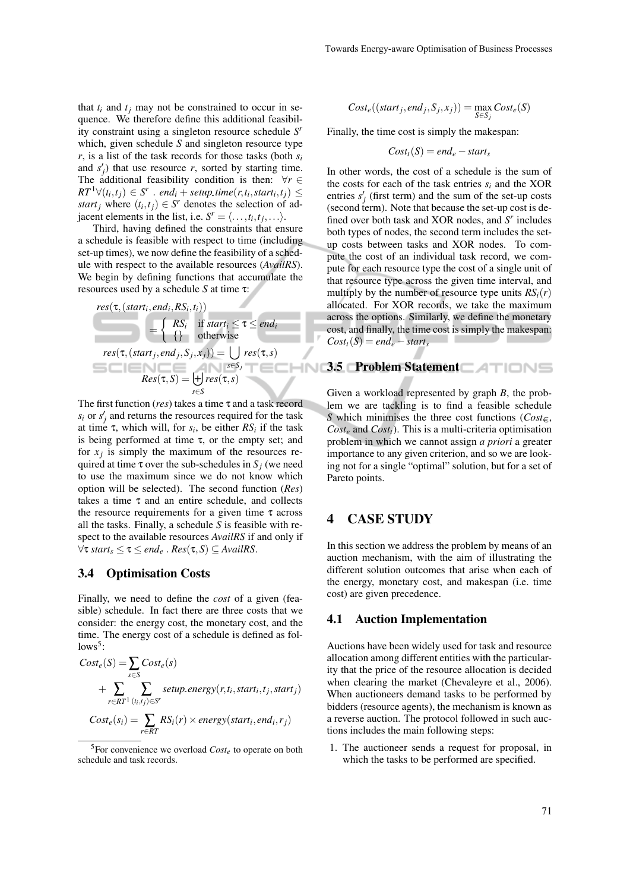that $t_i$ and $t_j$ may not be constrained to occur in sequence. We therefore define this additional feasibility constraint using a singleton resource schedule $S^r$ which, given schedule $S$ and singleton resource type $r$, is a list of the task records for those tasks (both $s_i$ and $s'_j$) that use resource $r$, sorted by starting time. The additional feasibility condition is then: $\forall r \in RT^1 \forall (t_i, t_j) \in S^r$ . $end_i + setup\_time(r, t_i, start_i, t_j) \leq start_j$ where $(t_i, t_j) \in S^r$ denotes the selection of adjacent elements in the list, i.e. $S^r = \langle \ldots, t_i, t_j, \ldots \rangle$.

Third, having defined the constraints that ensure a schedule is feasible with respect to time (including set-up times), we now define the feasibility of a schedule with respect to the available resources (*AvailRS*). We begin by defining functions that accumulate the resources used by a schedule $S$ at time $\tau$:

$$res(\tau, (start_i, end_i, RS_i, t_i)) = \begin{cases} RS_i & \text{if } start_i \leq \tau \leq end_i \\ \{\} & \text{otherwise} \end{cases}$$

$$res(\tau, (start_j, end_j, S_j, x_j)) = \bigcup_{s \in S_j} res(\tau, s)$$

$$Res(\tau, S) = \biguplus_{s \in S} res(\tau, s)$$

The first function (*res*) takes a time $\tau$ and a task record $s_i$ or $s'_j$ and returns the resources required for the task at time $\tau$, which will, for $s_i$, be either $RS_i$ if the task is being performed at time $\tau$, or the empty set; and for $x_j$ is simply the maximum of the resources required at time $\tau$ over the sub-schedules in $S_j$ (we need to use the maximum since we do not know which option will be selected). The second function (*Res*) takes a time $\tau$ and an entire schedule, and collects the resource requirements for a given time $\tau$ across all the tasks. Finally, a schedule $S$ is feasible with respect to the available resources *AvailRS* if and only if $\forall \tau \; start_s \leq \tau \leq end_e \; . \; Res(\tau, S) \subseteq AvailRS$.

### 3.4 Optimisation Costs

Finally, we need to define the *cost* of a given (feasible) schedule. In fact there are three costs that we consider: the energy cost, the monetary cost, and the time. The energy cost of a schedule is defined as follows[5]:

$$Cost_e(S) = \sum_{s \in S} Cost_e(s) + \sum_{r \in RT^1} \sum_{(t_i, t_j) \in S^r} setup\_energy(r, t_i, start_i, t_j, start_j)$$

$$Cost_e(s_i) = \sum_{r \in RT} RS_i(r) \times energy(start_i, end_i, r_j)$$

$$Cost_e((start_j, end_j, S_j, x_j)) = \max_{S \in S_j} Cost_e(S)$$

Finally, the time cost is simply the makespan:

$$Cost_t(S) = end_e - start_s$$

In other words, the cost of a schedule is the sum of the costs for each of the task entries $s_i$ and the XOR entries $s'_j$ (first term) and the sum of the set-up costs (second term). Note that because the set-up cost is defined over both task and XOR nodes, and $S^r$ includes both types of nodes, the second term includes the set-up costs between tasks and XOR nodes. To compute the cost of an individual task record, we compute for each resource type the cost of a single unit of that resource type across the given time interval, and multiply by the number of resource type units $RS_i(r)$ allocated. For XOR records, we take the maximum across the options. Similarly, we define the monetary cost, and finally, the time cost is simply the makespan: $Cost_t(S) = end_e - start_s$

### 3.5 Problem Statement

Given a workload represented by graph $B$, the problem we are tackling is to find a feasible schedule $S$ which minimises the three cost functions ($Cost_€$, $Cost_e$ and $Cost_t$). This is a multi-criteria optimisation problem in which we cannot assign *a priori* a greater importance to any given criterion, and so we are looking not for a single "optimal" solution, but for a set of Pareto points.

## 4 CASE STUDY

In this section we address the problem by means of an auction mechanism, with the aim of illustrating the different solution outcomes that arise when each of the energy, monetary cost, and makespan (i.e. time cost) are given precedence.

### 4.1 Auction Implementation

Auctions have been widely used for task and resource allocation among different entities with the particularity that the price of the resource allocation is decided when clearing the market (Chevaleyre et al., 2006). When auctioneers demand tasks to be performed by bidders (resource agents), the mechanism is known as a reverse auction. The protocol followed in such auctions includes the main following steps:

1. The auctioneer sends a request for proposal, in which the tasks to be performed are specified.

[5] For convenience we overload $Cost_e$ to operate on both schedule and task records.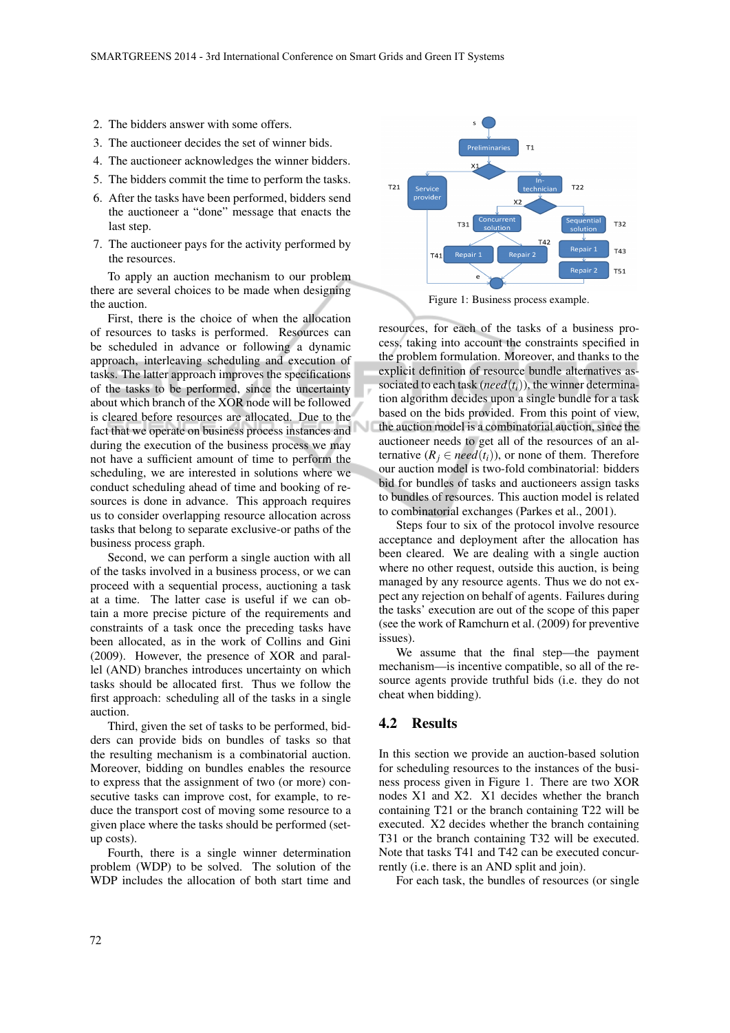2. The bidders answer with some offers.
3. The auctioneer decides the set of winner bids.
4. The auctioneer acknowledges the winner bidders.
5. The bidders commit the time to perform the tasks.
6. After the tasks have been performed, bidders send the auctioneer a "done" message that enacts the last step.
7. The auctioneer pays for the activity performed by the resources.

To apply an auction mechanism to our problem there are several choices to be made when designing the auction.

First, there is the choice of when the allocation of resources to tasks is performed. Resources can be scheduled in advance or following a dynamic approach, interleaving scheduling and execution of tasks. The latter approach improves the specifications of the tasks to be performed, since the uncertainty about which branch of the XOR node will be followed is cleared before resources are allocated. Due to the fact that we operate on business process instances and during the execution of the business process we may not have a sufficient amount of time to perform the scheduling, we are interested in solutions where we conduct scheduling ahead of time and booking of resources is done in advance. This approach requires us to consider overlapping resource allocation across tasks that belong to separate exclusive-or paths of the business process graph.

Second, we can perform a single auction with all of the tasks involved in a business process, or we can proceed with a sequential process, auctioning a task at a time. The latter case is useful if we can obtain a more precise picture of the requirements and constraints of a task once the preceding tasks have been allocated, as in the work of Collins and Gini (2009). However, the presence of XOR and parallel (AND) branches introduces uncertainty on which tasks should be allocated first. Thus we follow the first approach: scheduling all of the tasks in a single auction.

Third, given the set of tasks to be performed, bidders can provide bids on bundles of tasks so that the resulting mechanism is a combinatorial auction. Moreover, bidding on bundles enables the resource to express that the assignment of two (or more) consecutive tasks can improve cost, for example, to reduce the transport cost of moving some resource to a given place where the tasks should be performed (setup costs).

Fourth, there is a single winner determination problem (WDP) to be solved. The solution of the WDP includes the allocation of both start time and

Figure 1: Business process example.

resources, for each of the tasks of a business process, taking into account the constraints specified in the problem formulation. Moreover, and thanks to the explicit definition of resource bundle alternatives associated to each task ($need(t_i)$), the winner determination algorithm decides upon a single bundle for a task based on the bids provided. From this point of view, the auction model is a combinatorial auction, since the auctioneer needs to get all of the resources of an alternative ($R_j \in need(t_i)$), or none of them. Therefore our auction model is two-fold combinatorial: bidders bid for bundles of tasks and auctioneers assign tasks to bundles of resources. This auction model is related to combinatorial exchanges (Parkes et al., 2001).

Steps four to six of the protocol involve resource acceptance and deployment after the allocation has been cleared. We are dealing with a single auction where no other request, outside this auction, is being managed by any resource agents. Thus we do not expect any rejection on behalf of agents. Failures during the tasks' execution are out of the scope of this paper (see the work of Ramchurn et al. (2009) for preventive issues).

We assume that the final step—the payment mechanism—is incentive compatible, so all of the resource agents provide truthful bids (i.e. they do not cheat when bidding).

## 4.2 Results

In this section we provide an auction-based solution for scheduling resources to the instances of the business process given in Figure 1. There are two XOR nodes X1 and X2. X1 decides whether the branch containing T21 or the branch containing T22 will be executed. X2 decides whether the branch containing T31 or the branch containing T32 will be executed. Note that tasks T41 and T42 can be executed concurrently (i.e. there is an AND split and join).

For each task, the bundles of resources (or single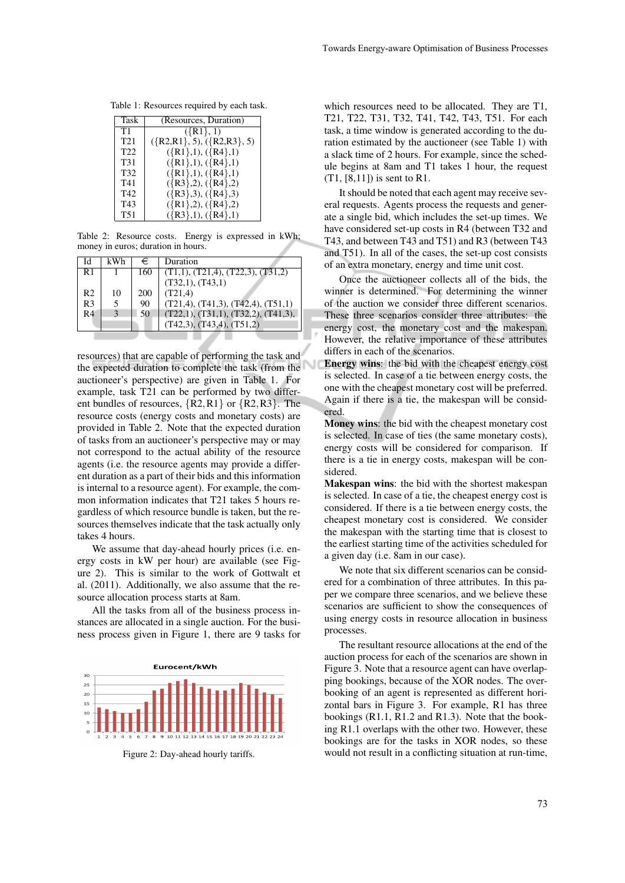Table 1: Resources required by each task.

| Task | (Resources, Duration) |
|---|---|
| T1 | ({R1}, 1) |
| T21 | ({R2,R1}, 5), ({R2,R3}, 5) |
| T22 | ({R1},1), ({R4},1) |
| T31 | ({R1},1), ({R4},1) |
| T32 | ({R1},1), ({R4},1) |
| T41 | ({R3},2), ({R4},2) |
| T42 | ({R3},3), ({R4},3) |
| T43 | ({R1},2), ({R4},2) |
| T51 | ({R3},1), ({R4},1) |

Table 2: Resource costs. Energy is expressed in kWh; money in euros; duration in hours.

| Id | kWh | € | Duration |
|---|---|---|---|
| R1 | 1 | 160 | (T1,1), (T21,4), (T22,3), (T31,2) (T32,1), (T43,1) |
| R2 | 10 | 200 | (T21,4) |
| R3 | 5 | 90 | (T21,4), (T41,3), (T42,4), (T51,1) |
| R4 | 3 | 50 | (T22,1), (T31,1), (T32,2), (T41,3), (T42,3), (T43,4), (T51,2) |

resources) that are capable of performing the task and the expected duration to complete the task (from the auctioneer's perspective) are given in Table 1. For example, task T21 can be performed by two different bundles of resources, {R2,R1} or {R2,R3}. The resource costs (energy costs and monetary costs) are provided in Table 2. Note that the expected duration of tasks from an auctioneer's perspective may or may not correspond to the actual ability of the resource agents (i.e. the resource agents may provide a different duration as a part of their bids and this information is internal to a resource agent). For example, the common information indicates that T21 takes 5 hours regardless of which resource bundle is taken, but the resources themselves indicate that the task actually only takes 4 hours.

We assume that day-ahead hourly prices (i.e. energy costs in kW per hour) are available (see Figure 2). This is similar to the work of Gottwalt et al. (2011). Additionally, we also assume that the resource allocation process starts at 8am.

All the tasks from all of the business process instances are allocated in a single auction. For the business process given in Figure 1, there are 9 tasks for which resources need to be allocated. They are T1, T21, T22, T31, T32, T41, T42, T43, T51. For each task, a time window is generated according to the duration estimated by the auctioneer (see Table 1) with a slack time of 2 hours. For example, since the schedule begins at 8am and T1 takes 1 hour, the request (T1, [8,11]) is sent to R1.

Figure 2: Day-ahead hourly tariffs.

It should be noted that each agent may receive several requests. Agents process the requests and generate a single bid, which includes the set-up times. We have considered set-up costs in R4 (between T32 and T43, and between T43 and T51) and R3 (between T43 and T51). In all of the cases, the set-up cost consists of an extra monetary, energy and time unit cost.

Once the auctioneer collects all of the bids, the winner is determined. For determining the winner of the auction we consider three different scenarios. These three scenarios consider three attributes: the energy cost, the monetary cost and the makespan. However, the relative importance of these attributes differs in each of the scenarios.

**Energy wins**: the bid with the cheapest energy cost is selected. In case of a tie between energy costs, the one with the cheapest monetary cost will be preferred. Again if there is a tie, the makespan will be considered.

**Money wins**: the bid with the cheapest monetary cost is selected. In case of ties (the same monetary costs), energy costs will be considered for comparison. If there is a tie in energy costs, makespan will be considered.

**Makespan wins**: the bid with the shortest makespan is selected. In case of a tie, the cheapest energy cost is considered. If there is a tie between energy costs, the cheapest monetary cost is considered. We consider the makespan with the starting time that is closest to the earliest starting time of the activities scheduled for a given day (i.e. 8am in our case).

We note that six different scenarios can be considered for a combination of three attributes. In this paper we compare three scenarios, and we believe these scenarios are sufficient to show the consequences of using energy costs in resource allocation in business processes.

The resultant resource allocations at the end of the auction process for each of the scenarios are shown in Figure 3. Note that a resource agent can have overlapping bookings, because of the XOR nodes. The overbooking of an agent is represented as different horizontal bars in Figure 3. For example, R1 has three bookings (R1.1, R1.2 and R1.3). Note that the booking R1.1 overlaps with the other two. However, these bookings are for the tasks in XOR nodes, so these would not result in a conflicting situation at run-time,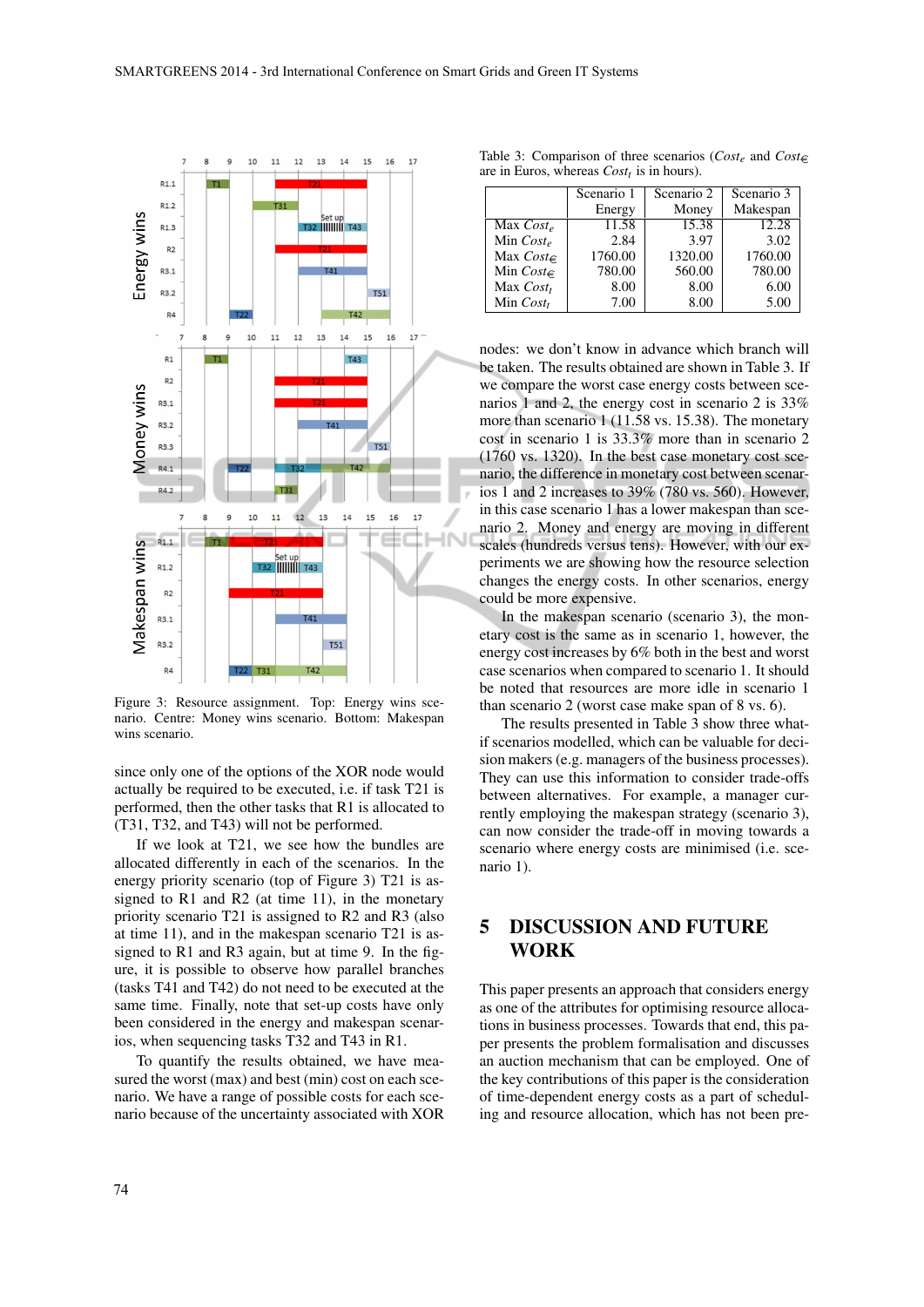Figure 3: Resource assignment. Top: Energy wins scenario. Centre: Money wins scenario. Bottom: Makespan wins scenario.

since only one of the options of the XOR node would actually be required to be executed, i.e. if task T21 is performed, then the other tasks that R1 is allocated to (T31, T32, and T43) will not be performed.

If we look at T21, we see how the bundles are allocated differently in each of the scenarios. In the energy priority scenario (top of Figure 3) T21 is assigned to R1 and R2 (at time 11), in the monetary priority scenario T21 is assigned to R2 and R3 (also at time 11), and in the makespan scenario T21 is assigned to R1 and R3 again, but at time 9. In the figure, it is possible to observe how parallel branches (tasks T41 and T42) do not need to be executed at the same time. Finally, note that set-up costs have only been considered in the energy and makespan scenarios, when sequencing tasks T32 and T43 in R1.

To quantify the results obtained, we have measured the worst (max) and best (min) cost on each scenario. We have a range of possible costs for each scenario because of the uncertainty associated with XOR nodes: we don't know in advance which branch will be taken. The results obtained are shown in Table 3. If we compare the worst case energy costs between scenarios 1 and 2, the energy cost in scenario 2 is 33% more than scenario 1 (11.58 vs. 15.38). The monetary cost in scenario 1 is 33.3% more than in scenario 2 (1760 vs. 1320). In the best case monetary cost scenario, the difference in monetary cost between scenarios 1 and 2 increases to 39% (780 vs. 560). However, in this case scenario 1 has a lower makespan than scenario 2. Money and energy are moving in different scales (hundreds versus tens). However, with our experiments we are showing how the resource selection changes the energy costs. In other scenarios, energy could be more expensive.

Table 3: Comparison of three scenarios ($Cost_e$ and $Cost_€$ are in Euros, whereas $Cost_t$ is in hours).

| | Scenario 1 Energy | Scenario 2 Money | Scenario 3 Makespan |
|---|---|---|---|
| Max $Cost_e$ | 11.58 | 15.38 | 12.28 |
| Min $Cost_e$ | 2.84 | 3.97 | 3.02 |
| Max $Cost_€$ | 1760.00 | 1320.00 | 1760.00 |
| Min $Cost_€$ | 780.00 | 560.00 | 780.00 |
| Max $Cost_t$ | 8.00 | 8.00 | 6.00 |
| Min $Cost_t$ | 7.00 | 8.00 | 5.00 |

In the makespan scenario (scenario 3), the monetary cost is the same as in scenario 1, however, the energy cost increases by 6% both in the best and worst case scenarios when compared to scenario 1. It should be noted that resources are more idle in scenario 1 than scenario 2 (worst case make span of 8 vs. 6).

The results presented in Table 3 show three what-if scenarios modelled, which can be valuable for decision makers (e.g. managers of the business processes). They can use this information to consider trade-offs between alternatives. For example, a manager currently employing the makespan strategy (scenario 3), can now consider the trade-off in moving towards a scenario where energy costs are minimised (i.e. scenario 1).

## 5 DISCUSSION AND FUTURE WORK

This paper presents an approach that considers energy as one of the attributes for optimising resource allocations in business processes. Towards that end, this paper presents the problem formalisation and discusses an auction mechanism that can be employed. One of the key contributions of this paper is the consideration of time-dependent energy costs as a part of scheduling and resource allocation, which has not been pre-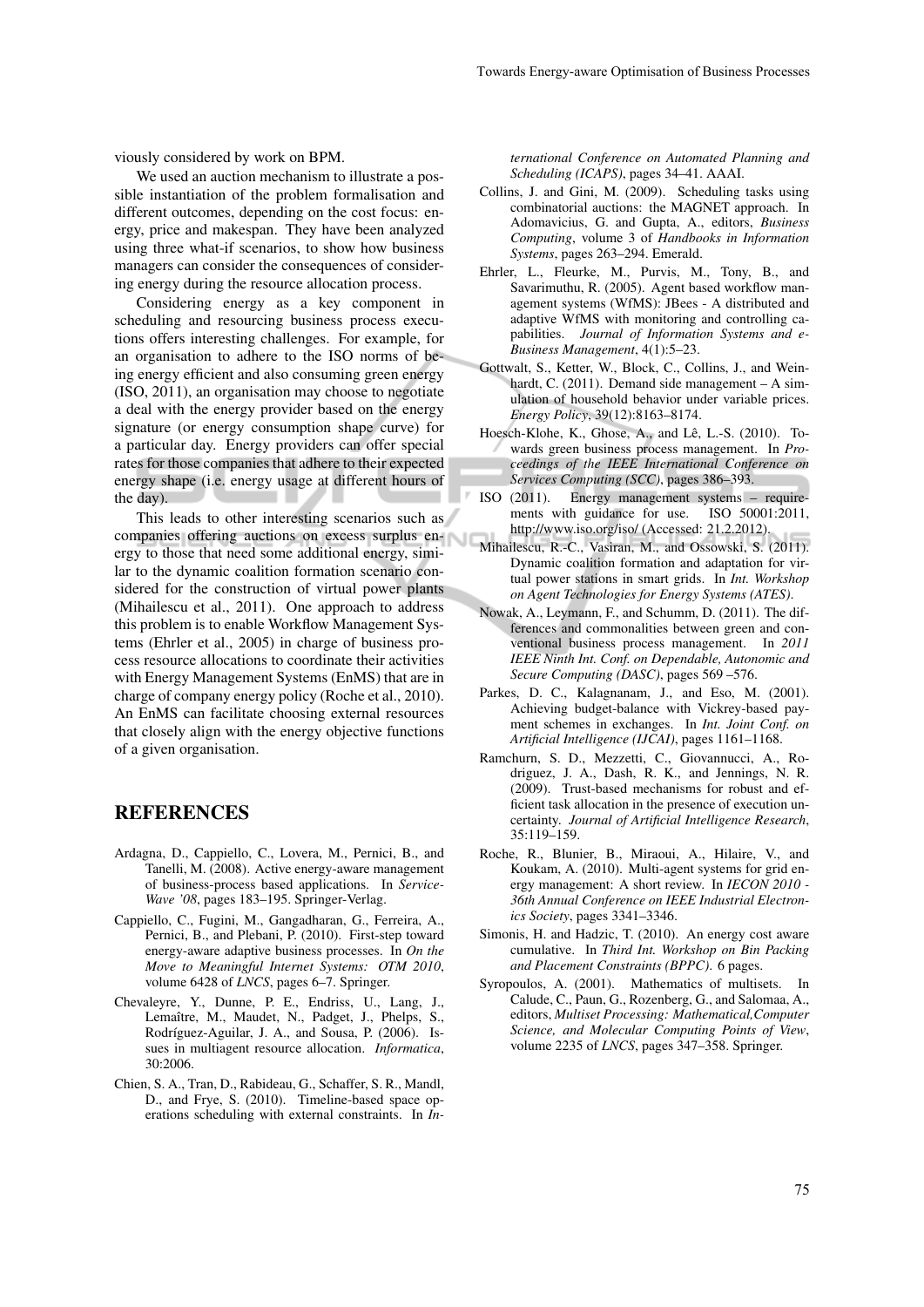viously considered by work on BPM.

We used an auction mechanism to illustrate a possible instantiation of the problem formalisation and different outcomes, depending on the cost focus: energy, price and makespan. They have been analyzed using three what-if scenarios, to show how business managers can consider the consequences of considering energy during the resource allocation process.

Considering energy as a key component in scheduling and resourcing business process executions offers interesting challenges. For example, for an organisation to adhere to the ISO norms of being energy efficient and also consuming green energy (ISO, 2011), an organisation may choose to negotiate a deal with the energy provider based on the energy signature (or energy consumption shape curve) for a particular day. Energy providers can offer special rates for those companies that adhere to their expected energy shape (i.e. energy usage at different hours of the day).

This leads to other interesting scenarios such as companies offering auctions on excess surplus energy to those that need some additional energy, similar to the dynamic coalition formation scenario considered for the construction of virtual power plants (Mihailescu et al., 2011). One approach to address this problem is to enable Workflow Management Systems (Ehrler et al., 2005) in charge of business process resource allocations to coordinate their activities with Energy Management Systems (EnMS) that are in charge of company energy policy (Roche et al., 2010). An EnMS can facilitate choosing external resources that closely align with the energy objective functions of a given organisation.

## REFERENCES

Ardagna, D., Cappiello, C., Lovera, M., Pernici, B., and Tanelli, M. (2008). Active energy-aware management of business-process based applications. In *ServiceWave '08*, pages 183–195. Springer-Verlag.

Cappiello, C., Fugini, M., Gangadharan, G., Ferreira, A., Pernici, B., and Plebani, P. (2010). First-step toward energy-aware adaptive business processes. In *On the Move to Meaningful Internet Systems: OTM 2010*, volume 6428 of *LNCS*, pages 6–7. Springer.

Chevaleyre, Y., Dunne, P. E., Endriss, U., Lang, J., Lemaître, M., Maudet, N., Padget, J., Phelps, S., Rodríguez-Aguilar, J. A., and Sousa, P. (2006). Issues in multiagent resource allocation. *Informatica*, 30:2006.

Chien, S. A., Tran, D., Rabideau, G., Schaffer, S. R., Mandl, D., and Frye, S. (2010). Timeline-based space operations scheduling with external constraints. In *International Conference on Automated Planning and Scheduling (ICAPS)*, pages 34–41. AAAI.

Collins, J. and Gini, M. (2009). Scheduling tasks using combinatorial auctions: the MAGNET approach. In Adomavicius, G. and Gupta, A., editors, *Business Computing*, volume 3 of *Handbooks in Information Systems*, pages 263–294. Emerald.

Ehrler, L., Fleurke, M., Purvis, M., Tony, B., and Savarimuthu, R. (2005). Agent based workflow management systems (WfMS): JBees - A distributed and adaptive WfMS with monitoring and controlling capabilities. *Journal of Information Systems and e-Business Management*, 4(1):5–23.

Gottwalt, S., Ketter, W., Block, C., Collins, J., and Weinhardt, C. (2011). Demand side management – A simulation of household behavior under variable prices. *Energy Policy*, 39(12):8163–8174.

Hoesch-Klohe, K., Ghose, A., and Lê, L.-S. (2010). Towards green business process management. In *Proceedings of the IEEE International Conference on Services Computing (SCC)*, pages 386–393.

ISO (2011). Energy management systems – requirements with guidance for use. ISO 50001:2011, http://www.iso.org/iso/ (Accessed: 21.2.2012).

Mihailescu, R.-C., Vasiran, M., and Ossowski, S. (2011). Dynamic coalition formation and adaptation for virtual power stations in smart grids. In *Int. Workshop on Agent Technologies for Energy Systems (ATES)*.

Nowak, A., Leymann, F., and Schumm, D. (2011). The differences and commonalities between green and conventional business process management. In *2011 IEEE Ninth Int. Conf. on Dependable, Autonomic and Secure Computing (DASC)*, pages 569 –576.

Parkes, D. C., Kalagnanam, J., and Eso, M. (2001). Achieving budget-balance with Vickrey-based payment schemes in exchanges. In *Int. Joint Conf. on Artificial Intelligence (IJCAI)*, pages 1161–1168.

Ramchurn, S. D., Mezzetti, C., Giovannucci, A., Rodriguez, J. A., Dash, R. K., and Jennings, N. R. (2009). Trust-based mechanisms for robust and efficient task allocation in the presence of execution uncertainty. *Journal of Artificial Intelligence Research*, 35:119–159.

Roche, R., Blunier, B., Miraoui, A., Hilaire, V., and Koukam, A. (2010). Multi-agent systems for grid energy management: A short review. In *IECON 2010 - 36th Annual Conference on IEEE Industrial Electronics Society*, pages 3341–3346.

Simonis, H. and Hadzic, T. (2010). An energy cost aware cumulative. In *Third Int. Workshop on Bin Packing and Placement Constraints (BPPC)*. 6 pages.

Syropoulos, A. (2001). Mathematics of multisets. In Calude, C., Paun, G., Rozenberg, G., and Salomaa, A., editors, *Multiset Processing: Mathematical,Computer Science, and Molecular Computing Points of View*, volume 2235 of *LNCS*, pages 347–358. Springer.